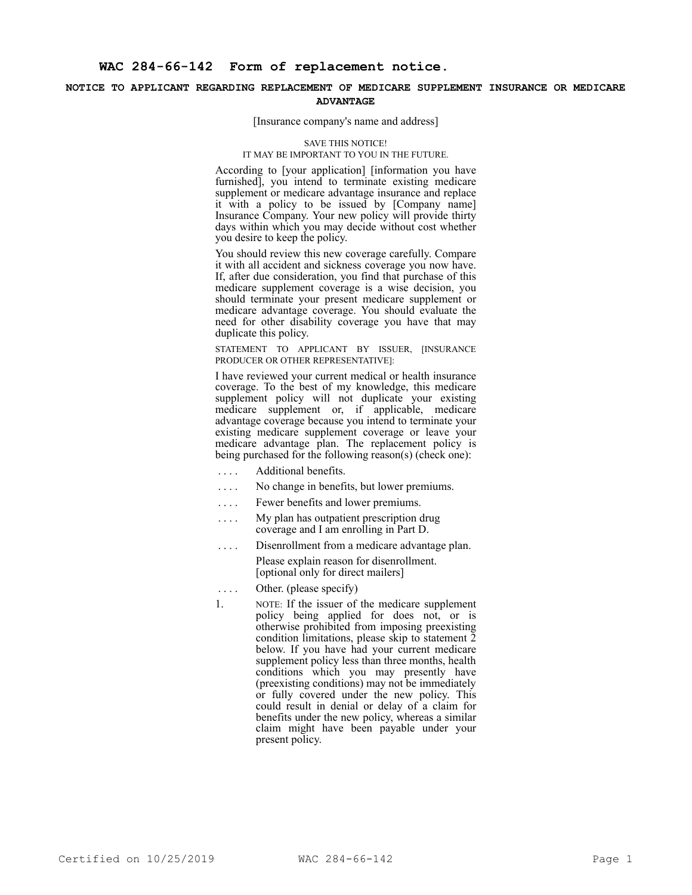# WAC 284-66-142 Form of replacement notice.

## NOTICE TO APPLICANT REGARDING REPLACEMENT OF MEDICARE SUPPLEMENT INSURANCE OR MEDICARE ADVANTAGE

[Insurance company's name and address]

SAVE THIS NOTICE!
IT MAY BE IMPORTANT TO YOU IN THE FUTURE.

According to [your application] [information you have furnished], you intend to terminate existing medicare supplement or medicare advantage insurance and replace it with a policy to be issued by [Company name] Insurance Company. Your new policy will provide thirty days within which you may decide without cost whether you desire to keep the policy.

You should review this new coverage carefully. Compare it with all accident and sickness coverage you now have. If, after due consideration, you find that purchase of this medicare supplement coverage is a wise decision, you should terminate your present medicare supplement or medicare advantage coverage. You should evaluate the need for other disability coverage you have that may duplicate this policy.

STATEMENT TO APPLICANT BY ISSUER, [INSURANCE PRODUCER OR OTHER REPRESENTATIVE]:

I have reviewed your current medical or health insurance coverage. To the best of my knowledge, this medicare supplement policy will not duplicate your existing medicare supplement or, if applicable, medicare advantage coverage because you intend to terminate your existing medicare supplement coverage or leave your medicare advantage plan. The replacement policy is being purchased for the following reason(s) (check one):

.... Additional benefits.

.... No change in benefits, but lower premiums.

.... Fewer benefits and lower premiums.

.... My plan has outpatient prescription drug coverage and I am enrolling in Part D.

.... Disenrollment from a medicare advantage plan.
Please explain reason for disenrollment. [optional only for direct mailers]

.... Other. (please specify)

1. NOTE: If the issuer of the medicare supplement policy being applied for does not, or is otherwise prohibited from imposing preexisting condition limitations, please skip to statement 2 below. If you have had your current medicare supplement policy less than three months, health conditions which you may presently have (preexisting conditions) may not be immediately or fully covered under the new policy. This could result in denial or delay of a claim for benefits under the new policy, whereas a similar claim might have been payable under your present policy.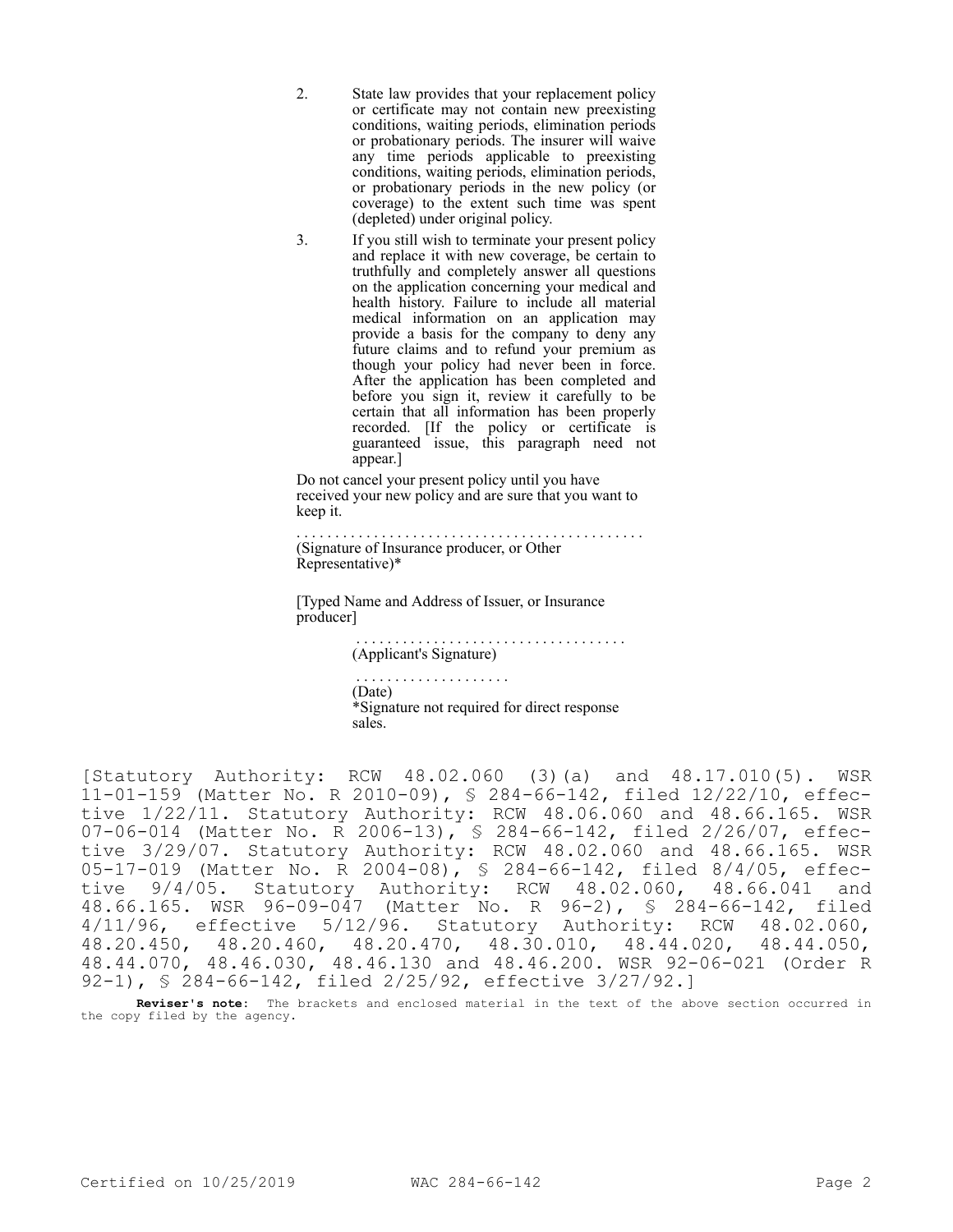2. State law provides that your replacement policy or certificate may not contain new preexisting conditions, waiting periods, elimination periods or probationary periods. The insurer will waive any time periods applicable to preexisting conditions, waiting periods, elimination periods, or probationary periods in the new policy (or coverage) to the extent such time was spent (depleted) under original policy.

3. If you still wish to terminate your present policy and replace it with new coverage, be certain to truthfully and completely answer all questions on the application concerning your medical and health history. Failure to include all material medical information on an application may provide a basis for the company to deny any future claims and to refund your premium as though your policy had never been in force. After the application has been completed and before you sign it, review it carefully to be certain that all information has been properly recorded. [If the policy or certificate is guaranteed issue, this paragraph need not appear.]

Do not cancel your present policy until you have received your new policy and are sure that you want to keep it.

. . . . . . . . . . . . . . . . . . . . . . . . . . . . . . . . . . . . . . . . . . . .
(Signature of Insurance producer, or Other Representative)*

[Typed Name and Address of Issuer, or Insurance producer]

. . . . . . . . . . . . . . . . . . . . . . . . . . . . . . . . . .
(Applicant's Signature)

. . . . . . . . . . . . . . . . . . . .
(Date)
*Signature not required for direct response sales.

[Statutory Authority: RCW 48.02.060 (3)(a) and 48.17.010(5). WSR 11-01-159 (Matter No. R 2010-09), § 284-66-142, filed 12/22/10, effective 1/22/11. Statutory Authority: RCW 48.06.060 and 48.66.165. WSR 07-06-014 (Matter No. R 2006-13), § 284-66-142, filed 2/26/07, effective 3/29/07. Statutory Authority: RCW 48.02.060 and 48.66.165. WSR 05-17-019 (Matter No. R 2004-08), § 284-66-142, filed 8/4/05, effective 9/4/05. Statutory Authority: RCW 48.02.060, 48.66.041 and 48.66.165. WSR 96-09-047 (Matter No. R 96-2), § 284-66-142, filed 4/11/96, effective 5/12/96. Statutory Authority: RCW 48.02.060, 48.20.450, 48.20.460, 48.20.470, 48.30.010, 48.44.020, 48.44.050, 48.44.070, 48.46.030, 48.46.130 and 48.46.200. WSR 92-06-021 (Order R 92-1), § 284-66-142, filed 2/25/92, effective 3/27/92.]

**Reviser's note:** The brackets and enclosed material in the text of the above section occurred in the copy filed by the agency.